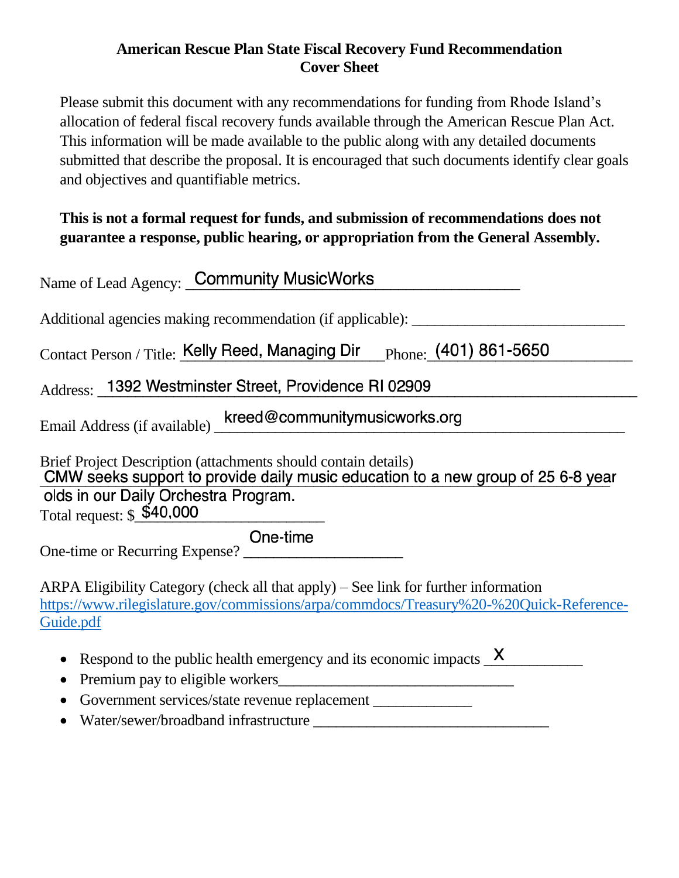**American Rescue Plan State Fiscal Recovery Fund Recommendation**
**Cover Sheet**

Please submit this document with any recommendations for funding from Rhode Island's allocation of federal fiscal recovery funds available through the American Rescue Plan Act. This information will be made available to the public along with any detailed documents submitted that describe the proposal. It is encouraged that such documents identify clear goals and objectives and quantifiable metrics.

**This is not a formal request for funds, and submission of recommendations does not guarantee a response, public hearing, or appropriation from the General Assembly.**

Name of Lead Agency: Community MusicWorks

Additional agencies making recommendation (if applicable): ___________________________

Contact Person / Title: Kelly Reed, Managing Dir Phone: (401) 861-5650

Address: 1392 Westminster Street, Providence RI 02909

Email Address (if available) kreed@communitymusicworks.org

Brief Project Description (attachments should contain details)
CMW seeks support to provide daily music education to a new group of 25 6-8 year olds in our Daily Orchestra Program.

Total request: $ $40,000

One-time or Recurring Expense? One-time

ARPA Eligibility Category (check all that apply) – See link for further information
https://www.rilegislature.gov/commissions/arpa/commdocs/Treasury%20-%20Quick-Reference-Guide.pdf

- Respond to the public health emergency and its economic impacts X
- Premium pay to eligible workers_______________________________
- Government services/state revenue replacement _____________
- Water/sewer/broadband infrastructure _______________________________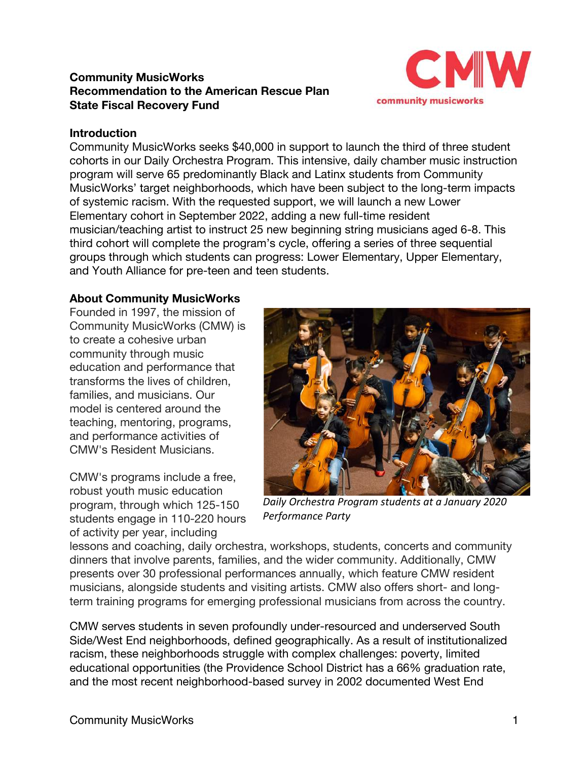**Community MusicWorks**
**Recommendation to the American Rescue Plan**
**State Fiscal Recovery Fund**

### Introduction

Community MusicWorks seeks $40,000 in support to launch the third of three student cohorts in our Daily Orchestra Program. This intensive, daily chamber music instruction program will serve 65 predominantly Black and Latinx students from Community MusicWorks' target neighborhoods, which have been subject to the long-term impacts of systemic racism. With the requested support, we will launch a new Lower Elementary cohort in September 2022, adding a new full-time resident musician/teaching artist to instruct 25 new beginning string musicians aged 6-8. This third cohort will complete the program's cycle, offering a series of three sequential groups through which students can progress: Lower Elementary, Upper Elementary, and Youth Alliance for pre-teen and teen students.

### About Community MusicWorks

Founded in 1997, the mission of Community MusicWorks (CMW) is to create a cohesive urban community through music education and performance that transforms the lives of children, families, and musicians. Our model is centered around the teaching, mentoring, programs, and performance activities of CMW's Resident Musicians.

*Daily Orchestra Program students at a January 2020 Performance Party*

CMW's programs include a free, robust youth music education program, through which 125-150 students engage in 110-220 hours of activity per year, including lessons and coaching, daily orchestra, workshops, students, concerts and community dinners that involve parents, families, and the wider community. Additionally, CMW presents over 30 professional performances annually, which feature CMW resident musicians, alongside students and visiting artists. CMW also offers short- and long-term training programs for emerging professional musicians from across the country.

CMW serves students in seven profoundly under-resourced and underserved South Side/West End neighborhoods, defined geographically. As a result of institutionalized racism, these neighborhoods struggle with complex challenges: poverty, limited educational opportunities (the Providence School District has a 66% graduation rate, and the most recent neighborhood-based survey in 2002 documented West End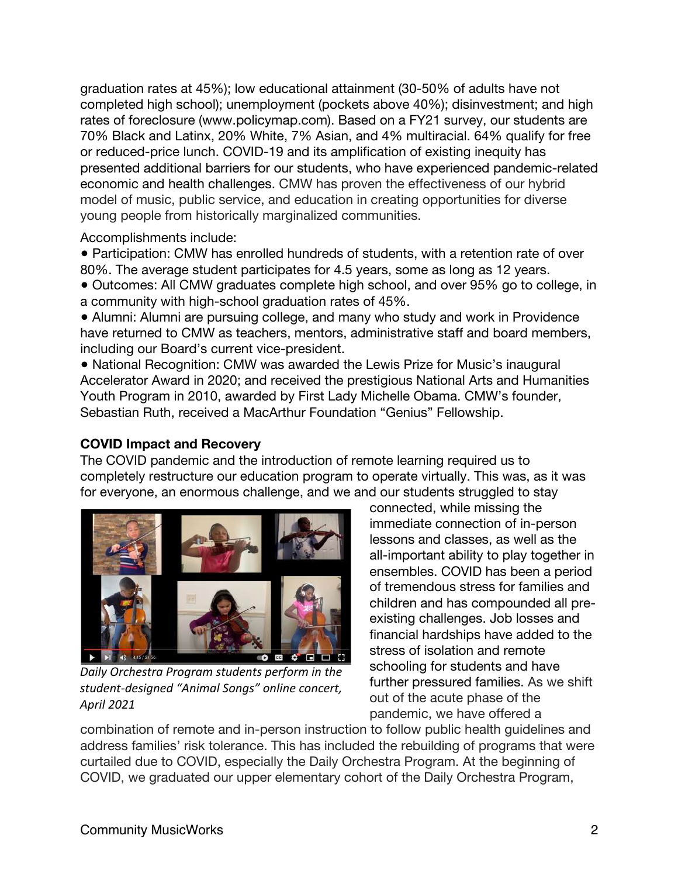graduation rates at 45%); low educational attainment (30-50% of adults have not completed high school); unemployment (pockets above 40%); disinvestment; and high rates of foreclosure (www.policymap.com). Based on a FY21 survey, our students are 70% Black and Latinx, 20% White, 7% Asian, and 4% multiracial. 64% qualify for free or reduced-price lunch. COVID-19 and its amplification of existing inequity has presented additional barriers for our students, who have experienced pandemic-related economic and health challenges. CMW has proven the effectiveness of our hybrid model of music, public service, and education in creating opportunities for diverse young people from historically marginalized communities.

Accomplishments include:

- Participation: CMW has enrolled hundreds of students, with a retention rate of over 80%. The average student participates for 4.5 years, some as long as 12 years.
- Outcomes: All CMW graduates complete high school, and over 95% go to college, in a community with high-school graduation rates of 45%.
- Alumni: Alumni are pursuing college, and many who study and work in Providence have returned to CMW as teachers, mentors, administrative staff and board members, including our Board's current vice-president.
- National Recognition: CMW was awarded the Lewis Prize for Music's inaugural Accelerator Award in 2020; and received the prestigious National Arts and Humanities Youth Program in 2010, awarded by First Lady Michelle Obama. CMW's founder, Sebastian Ruth, received a MacArthur Foundation "Genius" Fellowship.

**COVID Impact and Recovery**

The COVID pandemic and the introduction of remote learning required us to completely restructure our education program to operate virtually. This was, as it was for everyone, an enormous challenge, and we and our students struggled to stay connected, while missing the immediate connection of in-person lessons and classes, as well as the all-important ability to play together in ensembles. COVID has been a period of tremendous stress for families and children and has compounded all pre-existing challenges. Job losses and financial hardships have added to the stress of isolation and remote schooling for students and have further pressured families. As we shift out of the acute phase of the pandemic, we have offered a combination of remote and in-person instruction to follow public health guidelines and address families' risk tolerance. This has included the rebuilding of programs that were curtailed due to COVID, especially the Daily Orchestra Program. At the beginning of COVID, we graduated our upper elementary cohort of the Daily Orchestra Program,

*Daily Orchestra Program students perform in the student-designed "Animal Songs" online concert, April 2021*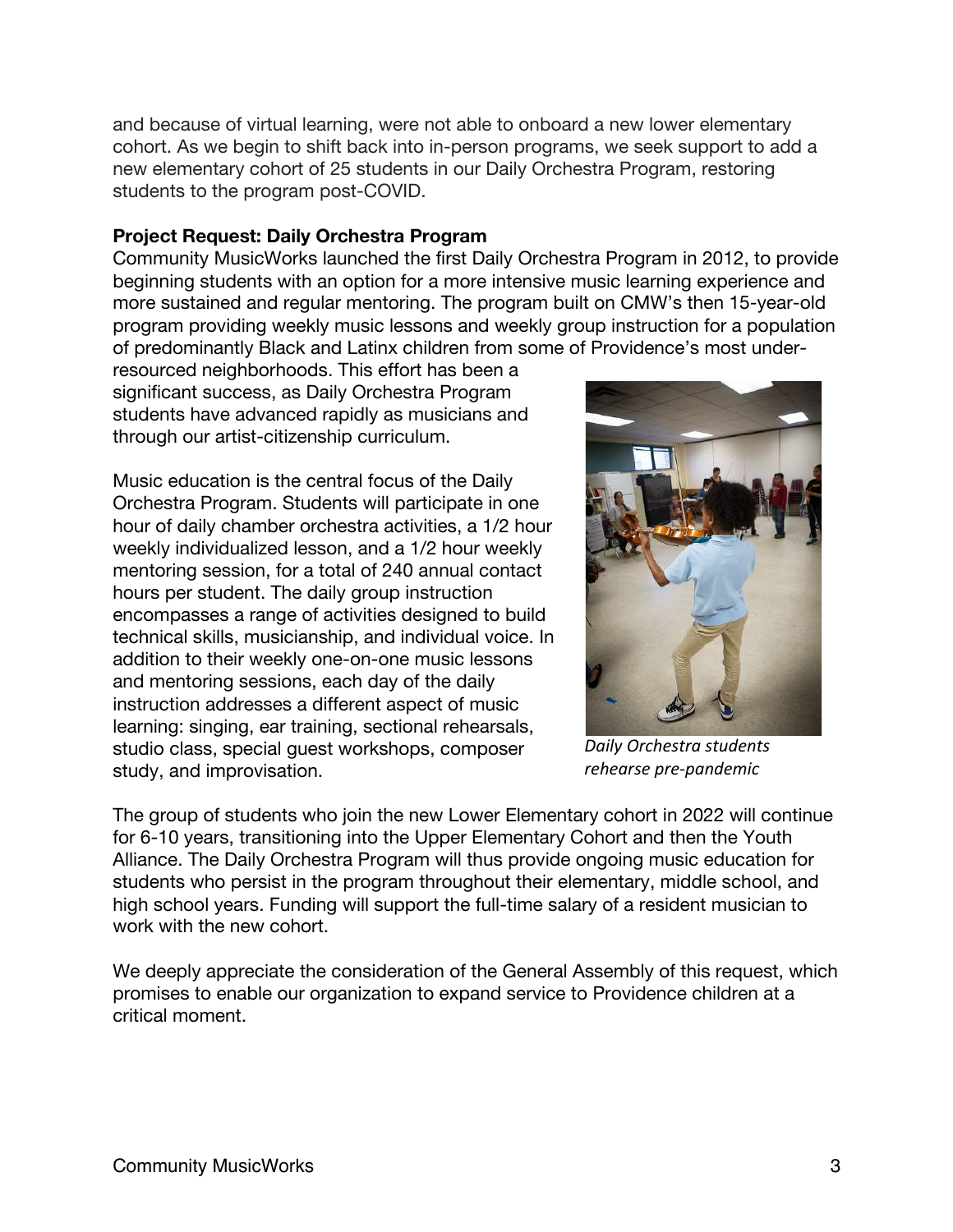and because of virtual learning, were not able to onboard a new lower elementary cohort. As we begin to shift back into in-person programs, we seek support to add a new elementary cohort of 25 students in our Daily Orchestra Program, restoring students to the program post-COVID.

**Project Request: Daily Orchestra Program**

Community MusicWorks launched the first Daily Orchestra Program in 2012, to provide beginning students with an option for a more intensive music learning experience and more sustained and regular mentoring. The program built on CMW's then 15-year-old program providing weekly music lessons and weekly group instruction for a population of predominantly Black and Latinx children from some of Providence's most under-resourced neighborhoods. This effort has been a significant success, as Daily Orchestra Program students have advanced rapidly as musicians and through our artist-citizenship curriculum.

Music education is the central focus of the Daily Orchestra Program. Students will participate in one hour of daily chamber orchestra activities, a 1/2 hour weekly individualized lesson, and a 1/2 hour weekly mentoring session, for a total of 240 annual contact hours per student. The daily group instruction encompasses a range of activities designed to build technical skills, musicianship, and individual voice. In addition to their weekly one-on-one music lessons and mentoring sessions, each day of the daily instruction addresses a different aspect of music learning: singing, ear training, sectional rehearsals, studio class, special guest workshops, composer study, and improvisation.

*Daily Orchestra students rehearse pre-pandemic*

The group of students who join the new Lower Elementary cohort in 2022 will continue for 6-10 years, transitioning into the Upper Elementary Cohort and then the Youth Alliance. The Daily Orchestra Program will thus provide ongoing music education for students who persist in the program throughout their elementary, middle school, and high school years. Funding will support the full-time salary of a resident musician to work with the new cohort.

We deeply appreciate the consideration of the General Assembly of this request, which promises to enable our organization to expand service to Providence children at a critical moment.